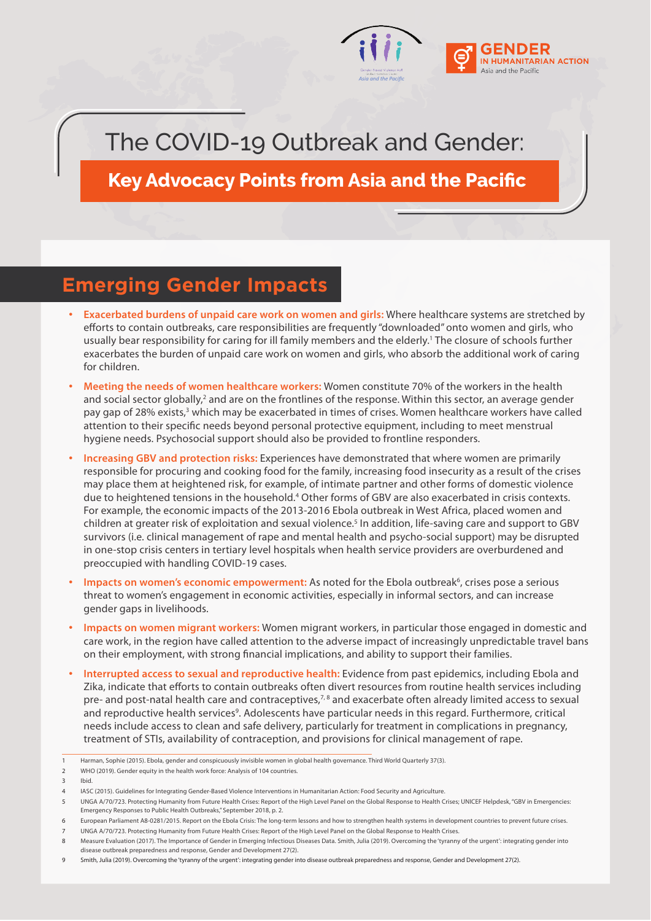# The COVID-19 Outbreak and Gender:

## Key Advocacy Points from Asia and the Pacific

## Emerging Gender Impacts

- **Exacerbated burdens of unpaid care work on women and girls:** Where healthcare systems are stretched by efforts to contain outbreaks, care responsibilities are frequently "downloaded" onto women and girls, who usually bear responsibility for caring for ill family members and the elderly.[1] The closure of schools further exacerbates the burden of unpaid care work on women and girls, who absorb the additional work of caring for children.
- **Meeting the needs of women healthcare workers:** Women constitute 70% of the workers in the health and social sector globally,[2] and are on the frontlines of the response. Within this sector, an average gender pay gap of 28% exists,[3] which may be exacerbated in times of crises. Women healthcare workers have called attention to their specific needs beyond personal protective equipment, including to meet menstrual hygiene needs. Psychosocial support should also be provided to frontline responders.
- **Increasing GBV and protection risks:** Experiences have demonstrated that where women are primarily responsible for procuring and cooking food for the family, increasing food insecurity as a result of the crises may place them at heightened risk, for example, of intimate partner and other forms of domestic violence due to heightened tensions in the household.[4] Other forms of GBV are also exacerbated in crisis contexts. For example, the economic impacts of the 2013-2016 Ebola outbreak in West Africa, placed women and children at greater risk of exploitation and sexual violence.[5] In addition, life-saving care and support to GBV survivors (i.e. clinical management of rape and mental health and psycho-social support) may be disrupted in one-stop crisis centers in tertiary level hospitals when health service providers are overburdened and preoccupied with handling COVID-19 cases.
- **Impacts on women's economic empowerment:** As noted for the Ebola outbreak[6], crises pose a serious threat to women's engagement in economic activities, especially in informal sectors, and can increase gender gaps in livelihoods.
- **Impacts on women migrant workers:** Women migrant workers, in particular those engaged in domestic and care work, in the region have called attention to the adverse impact of increasingly unpredictable travel bans on their employment, with strong financial implications, and ability to support their families.
- **Interrupted access to sexual and reproductive health:** Evidence from past epidemics, including Ebola and Zika, indicate that efforts to contain outbreaks often divert resources from routine health services including pre- and post-natal health care and contraceptives,[7, 8] and exacerbate often already limited access to sexual and reproductive health services[9]. Adolescents have particular needs in this regard. Furthermore, critical needs include access to clean and safe delivery, particularly for treatment in complications in pregnancy, treatment of STIs, availability of contraception, and provisions for clinical management of rape.

---

1 Harman, Sophie (2015). Ebola, gender and conspicuously invisible women in global health governance. Third World Quarterly 37(3).

2 WHO (2019). Gender equity in the health work force: Analysis of 104 countries.

3 Ibid.

4 IASC (2015). Guidelines for Integrating Gender-Based Violence Interventions in Humanitarian Action: Food Security and Agriculture.

5 UNGA A/70/723. Protecting Humanity from Future Health Crises: Report of the High Level Panel on the Global Response to Health Crises; UNICEF Helpdesk, "GBV in Emergencies: Emergency Responses to Public Health Outbreaks," September 2018, p. 2.

6 European Parliament A8-0281/2015. Report on the Ebola Crisis: The long-term lessons and how to strengthen health systems in development countries to prevent future crises.

7 UNGA A/70/723. Protecting Humanity from Future Health Crises: Report of the High Level Panel on the Global Response to Health Crises.

8 Measure Evaluation (2017). The Importance of Gender in Emerging Infectious Diseases Data. Smith, Julia (2019). Overcoming the 'tyranny of the urgent': integrating gender into disease outbreak preparedness and response, Gender and Development 27(2).

9 Smith, Julia (2019). Overcoming the 'tyranny of the urgent': integrating gender into disease outbreak preparedness and response, Gender and Development 27(2).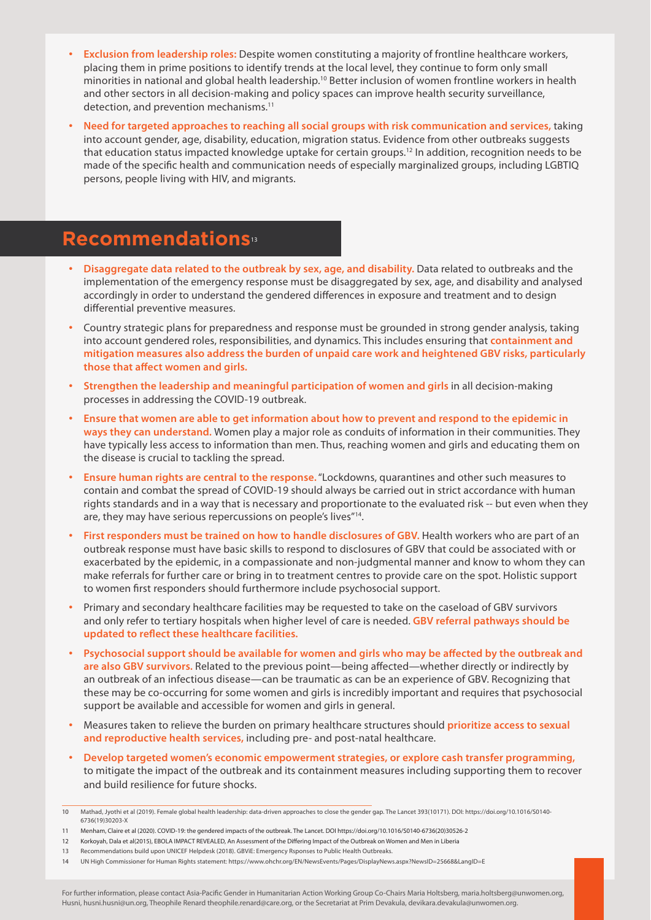- **Exclusion from leadership roles:** Despite women constituting a majority of frontline healthcare workers, placing them in prime positions to identify trends at the local level, they continue to form only small minorities in national and global health leadership.[10] Better inclusion of women frontline workers in health and other sectors in all decision-making and policy spaces can improve health security surveillance, detection, and prevention mechanisms.[11]
- **Need for targeted approaches to reaching all social groups with risk communication and services,** taking into account gender, age, disability, education, migration status. Evidence from other outbreaks suggests that education status impacted knowledge uptake for certain groups.[12] In addition, recognition needs to be made of the specific health and communication needs of especially marginalized groups, including LGBTIQ persons, people living with HIV, and migrants.

## Recommendations[13]

- **Disaggregate data related to the outbreak by sex, age, and disability.** Data related to outbreaks and the implementation of the emergency response must be disaggregated by sex, age, and disability and analysed accordingly in order to understand the gendered differences in exposure and treatment and to design differential preventive measures.
- Country strategic plans for preparedness and response must be grounded in strong gender analysis, taking into account gendered roles, responsibilities, and dynamics. This includes ensuring that **containment and mitigation measures also address the burden of unpaid care work and heightened GBV risks, particularly those that affect women and girls.**
- **Strengthen the leadership and meaningful participation of women and girls** in all decision-making processes in addressing the COVID-19 outbreak.
- **Ensure that women are able to get information about how to prevent and respond to the epidemic in ways they can understand.** Women play a major role as conduits of information in their communities. They have typically less access to information than men. Thus, reaching women and girls and educating them on the disease is crucial to tackling the spread.
- **Ensure human rights are central to the response.** "Lockdowns, quarantines and other such measures to contain and combat the spread of COVID-19 should always be carried out in strict accordance with human rights standards and in a way that is necessary and proportionate to the evaluated risk -- but even when they are, they may have serious repercussions on people's lives"[14].
- **First responders must be trained on how to handle disclosures of GBV.** Health workers who are part of an outbreak response must have basic skills to respond to disclosures of GBV that could be associated with or exacerbated by the epidemic, in a compassionate and non-judgmental manner and know to whom they can make referrals for further care or bring in to treatment centres to provide care on the spot. Holistic support to women first responders should furthermore include psychosocial support.
- Primary and secondary healthcare facilities may be requested to take on the caseload of GBV survivors and only refer to tertiary hospitals when higher level of care is needed. **GBV referral pathways should be updated to reflect these healthcare facilities.**
- **Psychosocial support should be available for women and girls who may be affected by the outbreak and are also GBV survivors.** Related to the previous point—being affected—whether directly or indirectly by an outbreak of an infectious disease—can be traumatic as can be an experience of GBV. Recognizing that these may be co-occurring for some women and girls is incredibly important and requires that psychosocial support be available and accessible for women and girls in general.
- Measures taken to relieve the burden on primary healthcare structures should **prioritize access to sexual and reproductive health services,** including pre- and post-natal healthcare.
- **Develop targeted women's economic empowerment strategies, or explore cash transfer programming,** to mitigate the impact of the outbreak and its containment measures including supporting them to recover and build resilience for future shocks.

---

10 Mathad, Jyothi et al (2019). Female global health leadership: data-driven approaches to close the gender gap. The Lancet 393(10171). DOI: https://doi.org/10.1016/S0140-6736(19)30203-X

11 Menham, Claire et al (2020). COVID-19: the gendered impacts of the outbreak. The Lancet. DOI https://doi.org/10.1016/S0140-6736(20)30526-2

12 Korkoyah, Dala et al(2015), EBOLA IMPACT REVEALED, An Assessment of the Differing Impact of the Outbreak on Women and Men in Liberia

13 Recommendations build upon UNICEF Helpdesk (2018). GBViE: Emergency Rsponses to Public Health Outbreaks.

14 UN High Commissioner for Human Rights statement: https://www.ohchr.org/EN/NewsEvents/Pages/DisplayNews.aspx?NewsID=25668&LangID=E

For further information, please contact Asia-Pacific Gender in Humanitarian Action Working Group Co-Chairs Maria Holtsberg, maria.holtsberg@unwomen.org, Husni, husni.husni@un.org, Theophile Renard theophile.renard@care.org, or the Secretariat at Prim Devakula, devikara.devakula@unwomen.org.